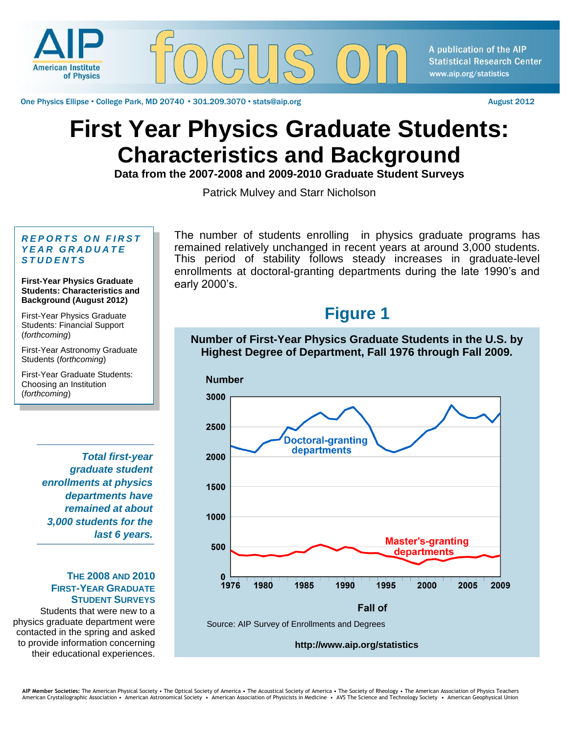# First Year Physics Graduate Students: Characteristics and Background

### Data from the 2007-2008 and 2009-2010 Graduate Student Surveys

Patrick Mulvey and Starr Nicholson

August 2012

**REPORTS ON FIRST YEAR GRADUATE STUDENTS**

**First-Year Physics Graduate Students: Characteristics and Background (August 2012)**

First-Year Physics Graduate Students: Financial Support (*forthcoming*)

First-Year Astronomy Graduate Students (*forthcoming*)

First-Year Graduate Students: Choosing an Institution (*forthcoming*)

The number of students enrolling in physics graduate programs has remained relatively unchanged in recent years at around 3,000 students. This period of stability follows steady increases in graduate-level enrollments at doctoral-granting departments during the late 1990's and early 2000's.

## Figure 1

**Number of First-Year Physics Graduate Students in the U.S. by Highest Degree of Department, Fall 1976 through Fall 2009.**

Source: AIP Survey of Enrollments and Degrees

http://www.aip.org/statistics

***Total first-year graduate student enrollments at physics departments have remained at about 3,000 students for the last 6 years.***

### THE 2008 AND 2010 FIRST-YEAR GRADUATE STUDENT SURVEYS

Students that were new to a physics graduate department were contacted in the spring and asked to provide information concerning their educational experiences.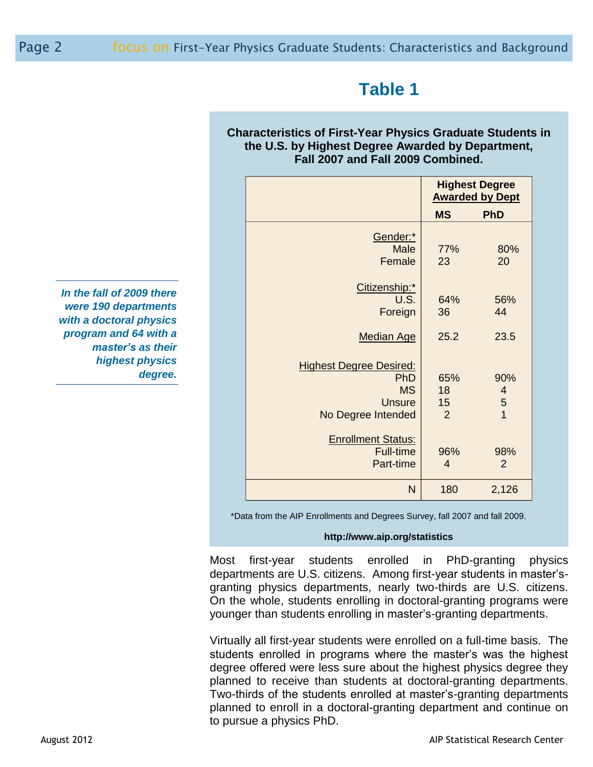## Table 1

**Characteristics of First-Year Physics Graduate Students in the U.S. by Highest Degree Awarded by Department, Fall 2007 and Fall 2009 Combined.**

| | Highest Degree Awarded by Dept | |
|---|---|---|
| | **MS** | **PhD** |
| Gender:* | | |
| Male | 77% | 80% |
| Female | 23 | 20 |
| Citizenship:* | | |
| U.S. | 64% | 56% |
| Foreign | 36 | 44 |
| Median Age | 25.2 | 23.5 |
| Highest Degree Desired: | | |
| PhD | 65% | 90% |
| MS | 18 | 4 |
| Unsure | 15 | 5 |
| No Degree Intended | 2 | 1 |
| Enrollment Status: | | |
| Full-time | 96% | 98% |
| Part-time | 4 | 2 |
| N | 180 | 2,126 |

*Data from the AIP Enrollments and Degrees Survey, fall 2007 and fall 2009.

**http://www.aip.org/statistics**

*In the fall of 2009 there were 190 departments with a doctoral physics program and 64 with a master's as their highest physics degree.*

Most first-year students enrolled in PhD-granting physics departments are U.S. citizens. Among first-year students in master's-granting physics departments, nearly two-thirds are U.S. citizens. On the whole, students enrolling in doctoral-granting programs were younger than students enrolling in master's-granting departments.

Virtually all first-year students were enrolled on a full-time basis. The students enrolled in programs where the master's was the highest degree offered were less sure about the highest physics degree they planned to receive than students at doctoral-granting departments. Two-thirds of the students enrolled at master's-granting departments planned to enroll in a doctoral-granting department and continue on to pursue a physics PhD.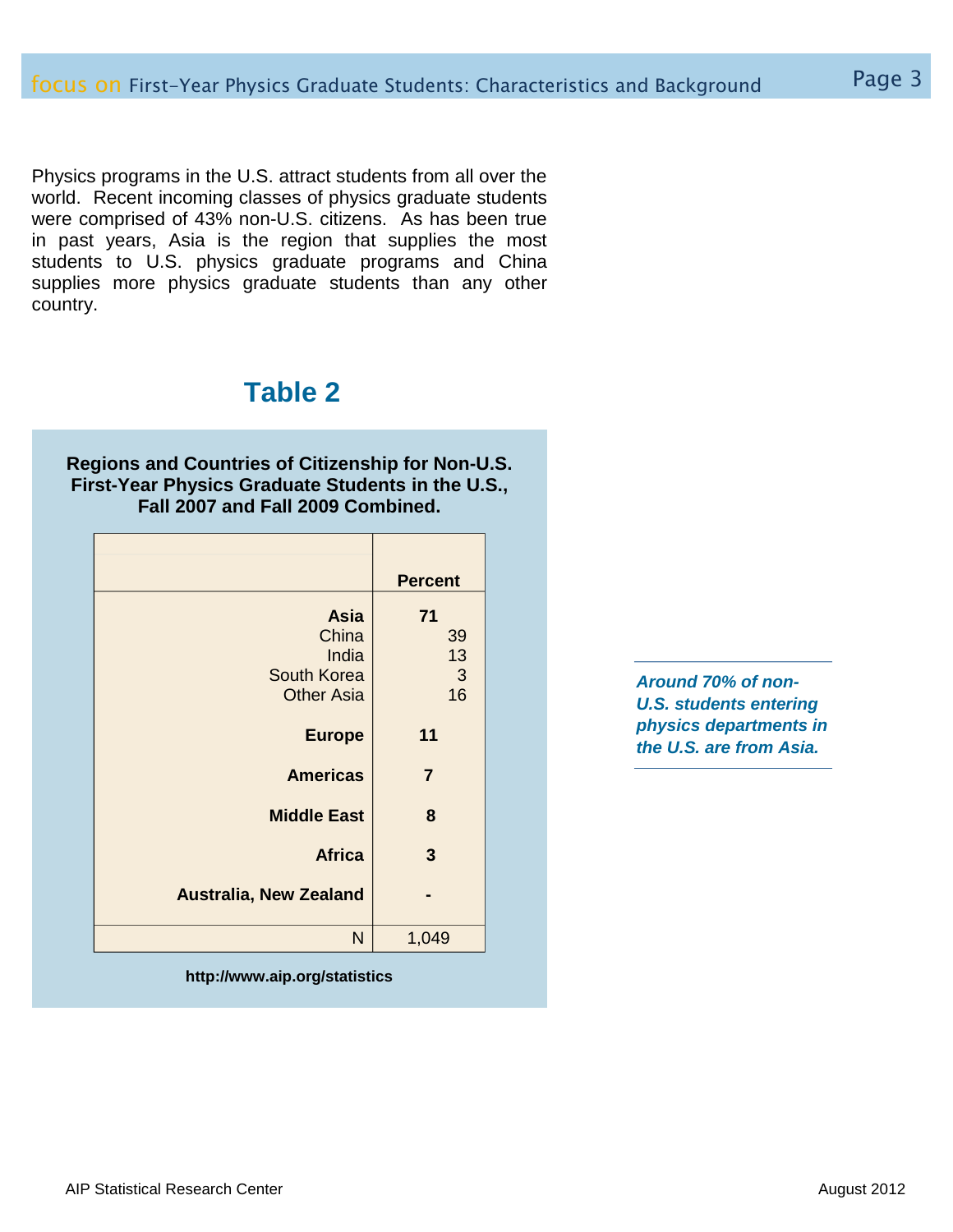Physics programs in the U.S. attract students from all over the world. Recent incoming classes of physics graduate students were comprised of 43% non-U.S. citizens. As has been true in past years, Asia is the region that supplies the most students to U.S. physics graduate programs and China supplies more physics graduate students than any other country.

## Table 2

**Regions and Countries of Citizenship for Non-U.S. First-Year Physics Graduate Students in the U.S., Fall 2007 and Fall 2009 Combined.**

| | Percent |
|---|---|
| **Asia** | **71** |
| China | 39 |
| India | 13 |
| South Korea | 3 |
| Other Asia | 16 |
| **Europe** | **11** |
| **Americas** | **7** |
| **Middle East** | **8** |
| **Africa** | **3** |
| **Australia, New Zealand** | **-** |
| N | 1,049 |

**http://www.aip.org/statistics**

***Around 70% of non-U.S. students entering physics departments in the U.S. are from Asia.***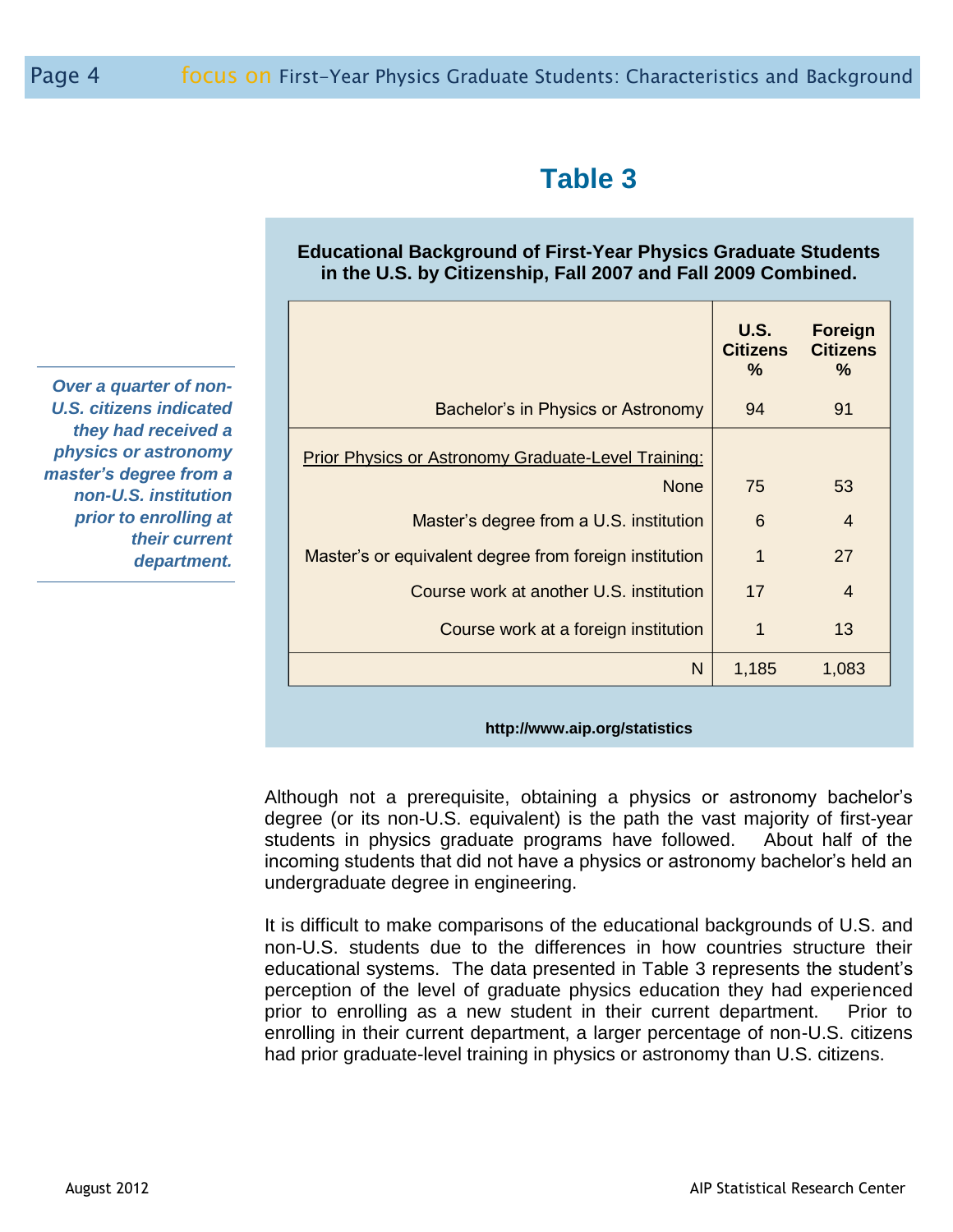## Table 3

**Educational Background of First-Year Physics Graduate Students in the U.S. by Citizenship, Fall 2007 and Fall 2009 Combined.**

| | U.S. Citizens % | Foreign Citizens % |
|---|---|---|
| Bachelor's in Physics or Astronomy | 94 | 91 |
| Prior Physics or Astronomy Graduate-Level Training: | | |
| None | 75 | 53 |
| Master's degree from a U.S. institution | 6 | 4 |
| Master's or equivalent degree from foreign institution | 1 | 27 |
| Course work at another U.S. institution | 17 | 4 |
| Course work at a foreign institution | 1 | 13 |
| N | 1,185 | 1,083 |

**http://www.aip.org/statistics**

***Over a quarter of non-U.S. citizens indicated they had received a physics or astronomy master's degree from a non-U.S. institution prior to enrolling at their current department.***

Although not a prerequisite, obtaining a physics or astronomy bachelor's degree (or its non-U.S. equivalent) is the path the vast majority of first-year students in physics graduate programs have followed. About half of the incoming students that did not have a physics or astronomy bachelor's held an undergraduate degree in engineering.

It is difficult to make comparisons of the educational backgrounds of U.S. and non-U.S. students due to the differences in how countries structure their educational systems. The data presented in Table 3 represents the student's perception of the level of graduate physics education they had experienced prior to enrolling as a new student in their current department. Prior to enrolling in their current department, a larger percentage of non-U.S. citizens had prior graduate-level training in physics or astronomy than U.S. citizens.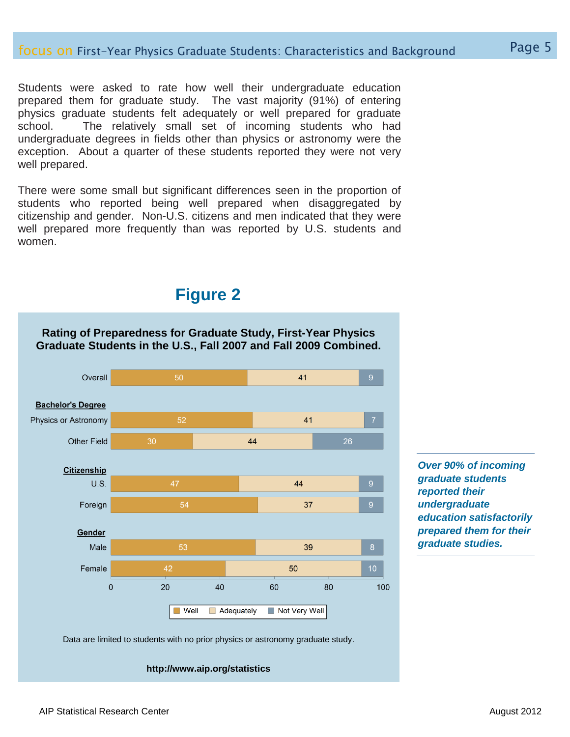Students were asked to rate how well their undergraduate education prepared them for graduate study. The vast majority (91%) of entering physics graduate students felt adequately or well prepared for graduate school. The relatively small set of incoming students who had undergraduate degrees in fields other than physics or astronomy were the exception. About a quarter of these students reported they were not very well prepared.

There were some small but significant differences seen in the proportion of students who reported being well prepared when disaggregated by citizenship and gender. Non-U.S. citizens and men indicated that they were well prepared more frequently than was reported by U.S. students and women.

## Figure 2

**Rating of Preparedness for Graduate Study, First-Year Physics Graduate Students in the U.S., Fall 2007 and Fall 2009 Combined.**

| | Well | Adequately | Not Very Well |
|---|---|---|---|
| Overall | 50 | 41 | 9 |
| **Bachelor's Degree** | | | |
| Physics or Astronomy | 52 | 41 | 7 |
| Other Field | 30 | 44 | 26 |
| **Citizenship** | | | |
| U.S. | 47 | 44 | 9 |
| Foreign | 54 | 37 | 9 |
| **Gender** | | | |
| Male | 53 | 39 | 8 |
| Female | 42 | 50 | 10 |

Data are limited to students with no prior physics or astronomy graduate study.

**http://www.aip.org/statistics**

***Over 90% of incoming graduate students reported their undergraduate education satisfactorily prepared them for their graduate studies.***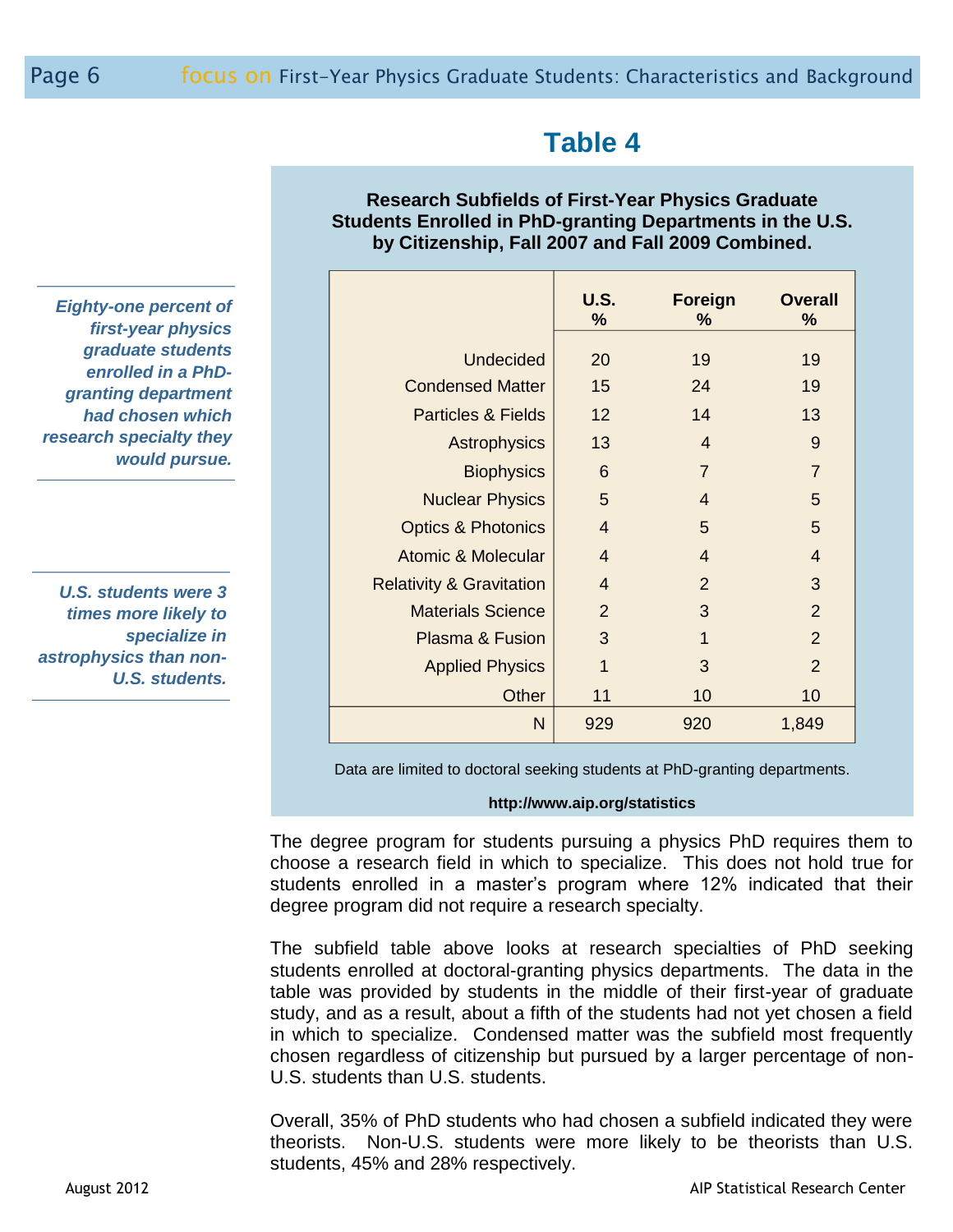## Table 4

**Research Subfields of First-Year Physics Graduate Students Enrolled in PhD-granting Departments in the U.S. by Citizenship, Fall 2007 and Fall 2009 Combined.**

| | U.S. % | Foreign % | Overall % |
|---|---|---|---|
| Undecided | 20 | 19 | 19 |
| Condensed Matter | 15 | 24 | 19 |
| Particles & Fields | 12 | 14 | 13 |
| Astrophysics | 13 | 4 | 9 |
| Biophysics | 6 | 7 | 7 |
| Nuclear Physics | 5 | 4 | 5 |
| Optics & Photonics | 4 | 5 | 5 |
| Atomic & Molecular | 4 | 4 | 4 |
| Relativity & Gravitation | 4 | 2 | 3 |
| Materials Science | 2 | 3 | 2 |
| Plasma & Fusion | 3 | 1 | 2 |
| Applied Physics | 1 | 3 | 2 |
| Other | 11 | 10 | 10 |
| N | 929 | 920 | 1,849 |

Data are limited to doctoral seeking students at PhD-granting departments.

**http://www.aip.org/statistics**

***Eighty-one percent of first-year physics graduate students enrolled in a PhD-granting department had chosen which research specialty they would pursue.***

***U.S. students were 3 times more likely to specialize in astrophysics than non-U.S. students.***

The degree program for students pursuing a physics PhD requires them to choose a research field in which to specialize. This does not hold true for students enrolled in a master's program where 12% indicated that their degree program did not require a research specialty.

The subfield table above looks at research specialties of PhD seeking students enrolled at doctoral-granting physics departments. The data in the table was provided by students in the middle of their first-year of graduate study, and as a result, about a fifth of the students had not yet chosen a field in which to specialize. Condensed matter was the subfield most frequently chosen regardless of citizenship but pursued by a larger percentage of non-U.S. students than U.S. students.

Overall, 35% of PhD students who had chosen a subfield indicated they were theorists. Non-U.S. students were more likely to be theorists than U.S. students, 45% and 28% respectively.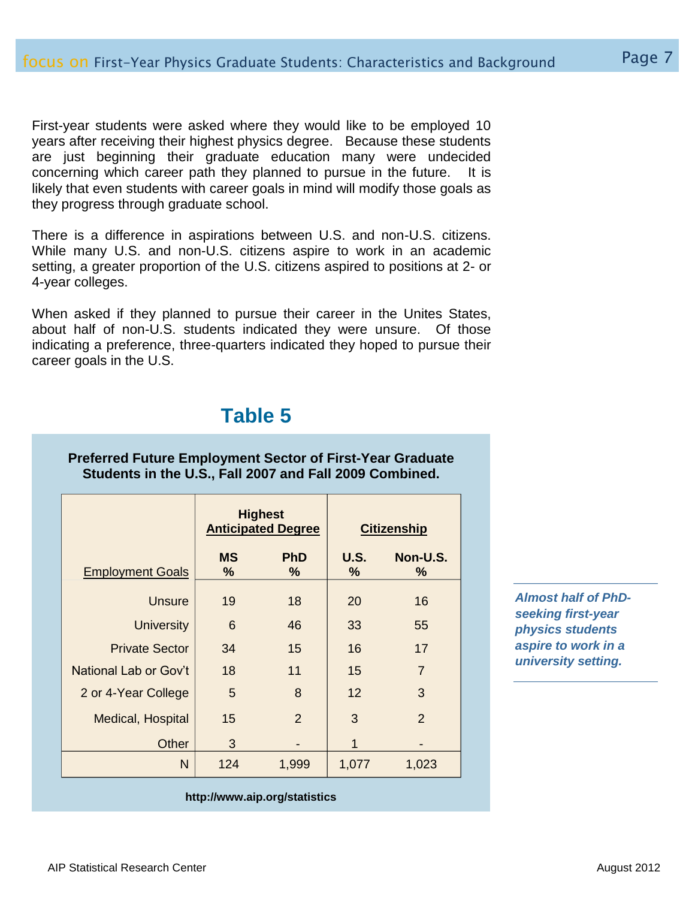First-year students were asked where they would like to be employed 10 years after receiving their highest physics degree. Because these students are just beginning their graduate education many were undecided concerning which career path they planned to pursue in the future. It is likely that even students with career goals in mind will modify those goals as they progress through graduate school.

There is a difference in aspirations between U.S. and non-U.S. citizens. While many U.S. and non-U.S. citizens aspire to work in an academic setting, a greater proportion of the U.S. citizens aspired to positions at 2- or 4-year colleges.

When asked if they planned to pursue their career in the Unites States, about half of non-U.S. students indicated they were unsure. Of those indicating a preference, three-quarters indicated they hoped to pursue their career goals in the U.S.

## Table 5

**Preferred Future Employment Sector of First-Year Graduate Students in the U.S., Fall 2007 and Fall 2009 Combined.**

| | Highest Anticipated Degree | | Citizenship | |
|---|---|---|---|---|
| Employment Goals | MS % | PhD % | U.S. % | Non-U.S. % |
| Unsure | 19 | 18 | 20 | 16 |
| University | 6 | 46 | 33 | 55 |
| Private Sector | 34 | 15 | 16 | 17 |
| National Lab or Gov't | 18 | 11 | 15 | 7 |
| 2 or 4-Year College | 5 | 8 | 12 | 3 |
| Medical, Hospital | 15 | 2 | 3 | 2 |
| Other | 3 | - | 1 | - |
| N | 124 | 1,999 | 1,077 | 1,023 |

**http://www.aip.org/statistics**

***Almost half of PhD-seeking first-year physics students aspire to work in a university setting.***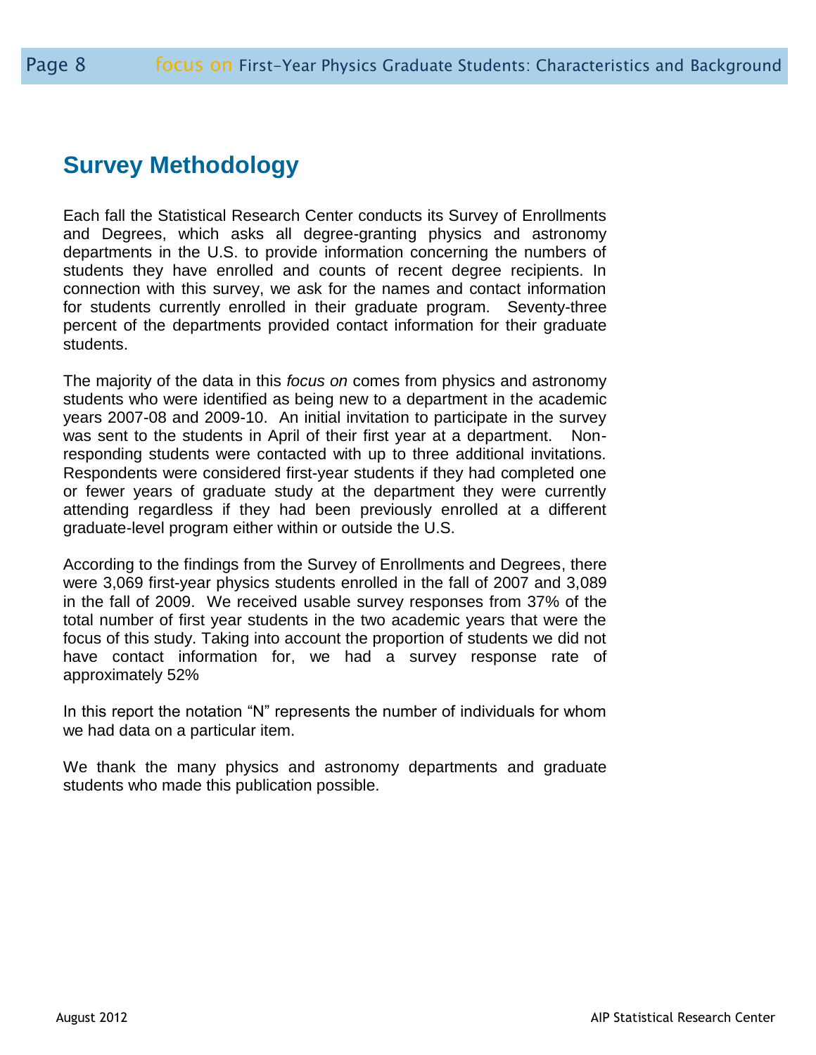## Survey Methodology

Each fall the Statistical Research Center conducts its Survey of Enrollments and Degrees, which asks all degree-granting physics and astronomy departments in the U.S. to provide information concerning the numbers of students they have enrolled and counts of recent degree recipients. In connection with this survey, we ask for the names and contact information for students currently enrolled in their graduate program. Seventy-three percent of the departments provided contact information for their graduate students.

The majority of the data in this *focus on* comes from physics and astronomy students who were identified as being new to a department in the academic years 2007-08 and 2009-10. An initial invitation to participate in the survey was sent to the students in April of their first year at a department. Non-responding students were contacted with up to three additional invitations. Respondents were considered first-year students if they had completed one or fewer years of graduate study at the department they were currently attending regardless if they had been previously enrolled at a different graduate-level program either within or outside the U.S.

According to the findings from the Survey of Enrollments and Degrees, there were 3,069 first-year physics students enrolled in the fall of 2007 and 3,089 in the fall of 2009. We received usable survey responses from 37% of the total number of first year students in the two academic years that were the focus of this study. Taking into account the proportion of students we did not have contact information for, we had a survey response rate of approximately 52%

In this report the notation "N" represents the number of individuals for whom we had data on a particular item.

We thank the many physics and astronomy departments and graduate students who made this publication possible.